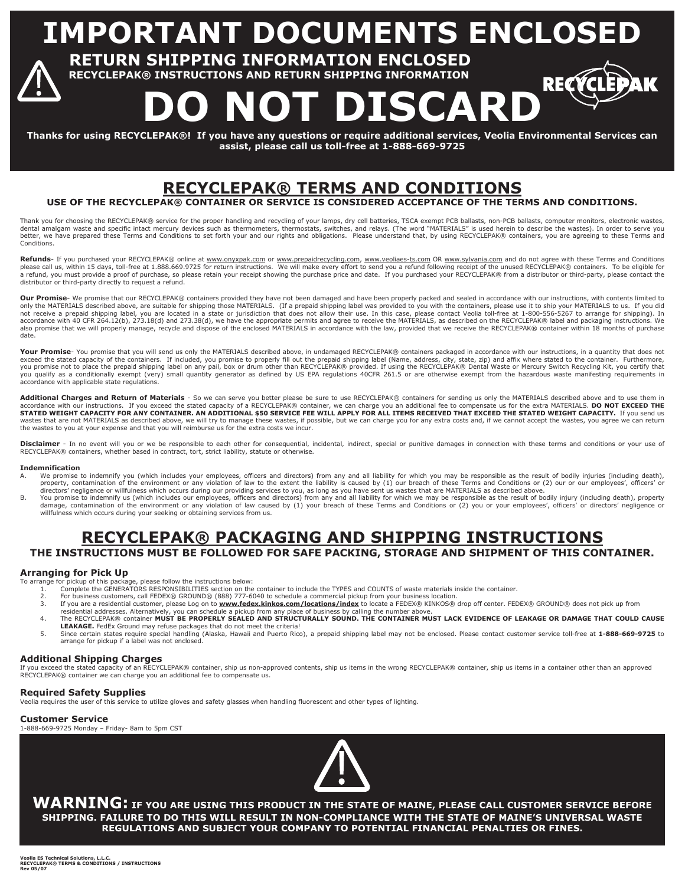# IMPORTANT DOCUMENTS ENCLOSED

## RETURN SHIPPING INFORMATION ENCLOSED

**RECYCLEPAK® INSTRUCTIONS AND RETURN SHIPPING INFORMATION**

# DO NOT DISCARD

RECYCLEPAK

**Thanks for using RECYCLEPAK®! If you have any questions or require additional services, Veolia Environmental Services can assist, please call us toll-free at 1-888-669-9725**

## RECYCLEPAK® TERMS AND CONDITIONS

**USE OF THE RECYCLEPAK® CONTAINER OR SERVICE IS CONSIDERED ACCEPTANCE OF THE TERMS AND CONDITIONS.**

Thank you for choosing the RECYCLEPAK® service for the proper handling and recycling of your lamps, dry cell batteries, TSCA exempt PCB ballasts, non-PCB ballasts, computer monitors, electronic wastes, dental amalgam waste and specific intact mercury devices such as thermometers, thermostats, switches, and relays. (The word "MATERIALS" is used herein to describe the wastes). In order to serve you better, we have prepared these Terms and Conditions to set forth your and our rights and obligations. Please understand that, by using RECYCLEPAK® containers, you are agreeing to these Terms and Conditions.

**Refunds**- If you purchased your RECYCLEPAK® online at www.onyxpak.com or www.prepaidrecycling.com, www.veoliaes-ts.com OR www.sylvania.com and do not agree with these Terms and Conditions please call us, within 15 days, toll-free at 1.888.669.9725 for return instructions. We will make every effort to send you a refund following receipt of the unused RECYCLEPAK® containers. To be eligible for a refund, you must provide a proof of purchase, so please retain your receipt showing the purchase price and date. If you purchased your RECYCLEPAK® from a distributor or third-party, please contact the distributor or third-party directly to request a refund.

**Our Promise**- We promise that our RECYCLEPAK® containers provided they have not been damaged and have been properly packed and sealed in accordance with our instructions, with contents limited to only the MATERIALS described above, are suitable for shipping those MATERIALS. (If a prepaid shipping label was provided to you with the containers, please use it to ship your MATERIALS to us. If you did not receive a prepaid shipping label, you are located in a state or jurisdiction that does not allow their use. In this case, please contact Veolia toll-free at 1-800-556-5267 to arrange for shipping). In accordance with 40 CFR 264.12(b), 273.18(d) and 273.38(d), we have the appropriate permits and agree to receive the MATERIALS, as described on the RECYCLEPAK® label and packaging instructions. We also promise that we will properly manage, recycle and dispose of the enclosed MATERIALS in accordance with the law, provided that we receive the RECYCLEPAK® container within 18 months of purchase date.

**Your Promise**- You promise that you will send us only the MATERIALS described above, in undamaged RECYCLEPAK® containers packaged in accordance with our instructions, in a quantity that does not exceed the stated capacity of the containers. If included, you promise to properly fill out the prepaid shipping label (Name, address, city, state, zip) and affix where stated to the container. Furthermore, you promise not to place the prepaid shipping label on any pail, box or drum other than RECYCLEPAK® provided. If using the RECYCLEPAK® Dental Waste or Mercury Switch Recycling Kit, you certify that you qualify as a conditionally exempt (very) small quantity generator as defined by US EPA regulations 40CFR 261.5 or are otherwise exempt from the hazardous waste manifesting requirements in accordance with applicable state regulations.

**Additional Charges and Return of Materials** - So we can serve you better please be sure to use RECYCLEPAK® containers for sending us only the MATERIALS described above and to use them in accordance with our instructions. If you exceed the stated capacity of a RECYCLEPAK® container, we can charge you an additional fee to compensate us for the extra MATERIALS. **DO NOT EXCEED THE STATED WEIGHT CAPACITY FOR ANY CONTAINER. AN ADDITIONAL $50 SERVICE FEE WILL APPLY FOR ALL ITEMS RECEIVED THAT EXCEED THE STATED WEIGHT CAPACITY.** If you send us wastes that are not MATERIALS as described above, we will try to manage these wastes, if possible, but we can charge you for any extra costs and, if we cannot accept the wastes, you agree we can return the wastes to you at your expense and that you will reimburse us for the extra costs we incur.

**Disclaimer** - In no event will you or we be responsible to each other for consequential, incidental, indirect, special or punitive damages in connection with these terms and conditions or your use of RECYCLEPAK® containers, whether based in contract, tort, strict liability, statute or otherwise.

**Indemnification**

A. We promise to indemnify you (which includes your employees, officers and directors) from any and all liability for which you may be responsible as the result of bodily injuries (including death), property, contamination of the environment or any violation of law to the extent the liability is caused by (1) our breach of these Terms and Conditions or (2) our or our employees', officers' or directors' negligence or willfulness which occurs during our providing services to you, as long as you have sent us wastes that are MATERIALS as described above.

B. You promise to indemnify us (which includes our employees, officers and directors) from any and all liability for which we may be responsible as the result of bodily injury (including death), property damage, contamination of the environment or any violation of law caused by (1) your breach of these Terms and Conditions or (2) you or your employees', officers' or directors' negligence or willfulness which occurs during your seeking or obtaining services from us.

## RECYCLEPAK® PACKAGING AND SHIPPING INSTRUCTIONS

**THE INSTRUCTIONS MUST BE FOLLOWED FOR SAFE PACKING, STORAGE AND SHIPMENT OF THIS CONTAINER.**

### Arranging for Pick Up

To arrange for pickup of this package, please follow the instructions below:

1. Complete the GENERATORS RESPONSIBILITIES section on the container to include the TYPES and COUNTS of waste materials inside the container.
2. For business customers, call FEDEX® GROUND® (888) 777-6040 to schedule a commercial pickup from your business location.
3. If you are a residential customer, please Log on to **www.fedex.kinkos.com/locations/index** to locate a FEDEX® KINKOS® drop off center. FEDEX® GROUND® does not pick up from residential addresses. Alternatively, you can schedule a pickup from any place of business by calling the number above.
4. The RECYCLEPAK® container **MUST BE PROPERLY SEALED AND STRUCTURALLY SOUND. THE CONTAINER MUST LACK EVIDENCE OF LEAKAGE OR DAMAGE THAT COULD CAUSE LEAKAGE.** FedEx Ground may refuse packages that do not meet the criteria!
5. Since certain states require special handling (Alaska, Hawaii and Puerto Rico), a prepaid shipping label may not be enclosed. Please contact customer service toll-free at **1-888-669-9725** to arrange for pickup if a label was not enclosed.

### Additional Shipping Charges

If you exceed the stated capacity of an RECYCLEPAK® container, ship us non-approved contents, ship us items in the wrong RECYCLEPAK® container, ship us items in a container other than an approved RECYCLEPAK® container we can charge you an additional fee to compensate us.

### Required Safety Supplies

Veolia requires the user of this service to utilize gloves and safety glasses when handling fluorescent and other types of lighting.

### Customer Service

1-888-669-9725 Monday – Friday- 8am to 5pm CST

**WARNING: IF YOU ARE USING THIS PRODUCT IN THE STATE OF MAINE, PLEASE CALL CUSTOMER SERVICE BEFORE SHIPPING. FAILURE TO DO THIS WILL RESULT IN NON-COMPLIANCE WITH THE STATE OF MAINE'S UNIVERSAL WASTE REGULATIONS AND SUBJECT YOUR COMPANY TO POTENTIAL FINANCIAL PENALTIES OR FINES.**

Veolia ES Technical Solutions, L.L.C.
RECYCLEPAK® TERMS & CONDITIONS / INSTRUCTIONS
Rev 05/07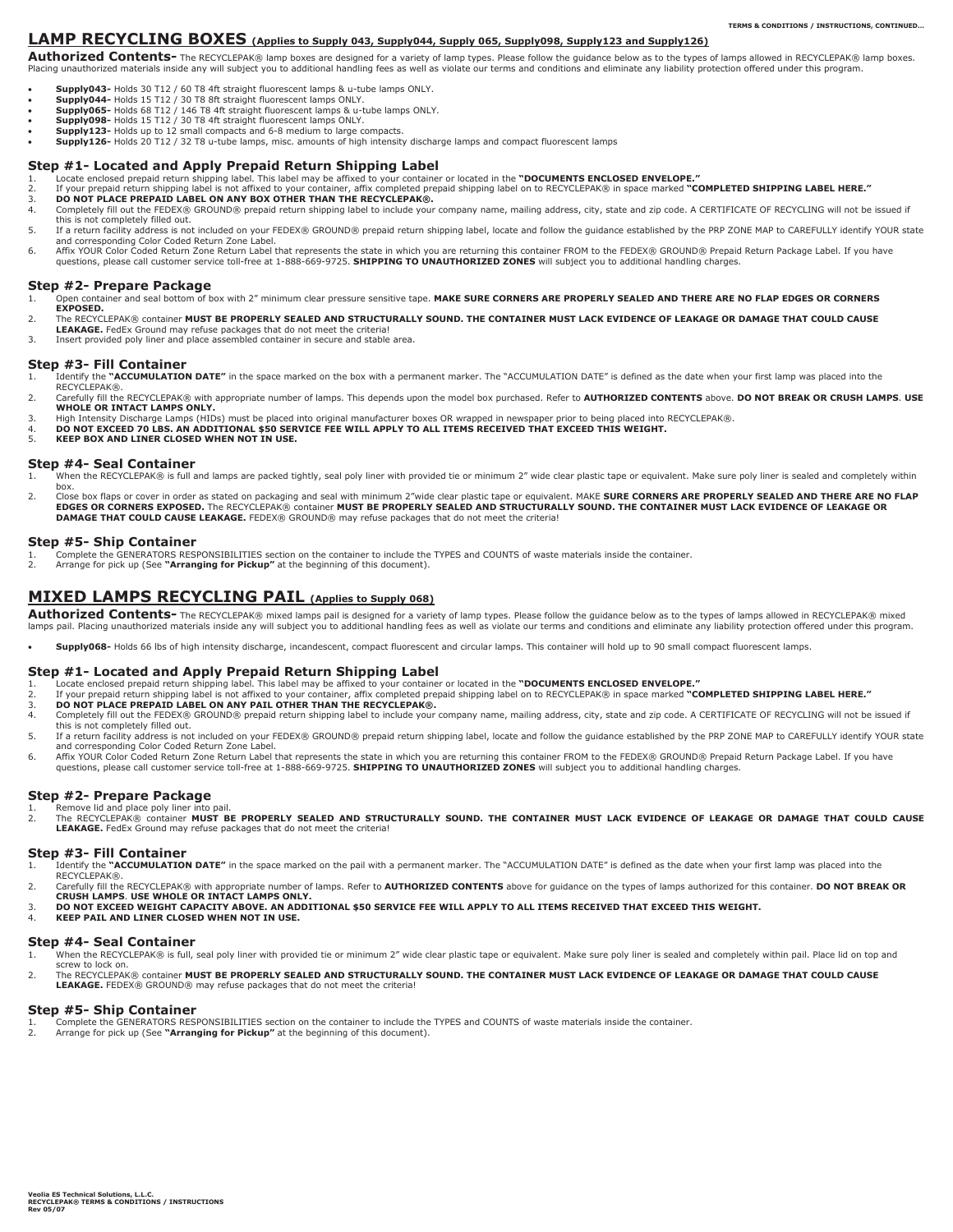## LAMP RECYCLING BOXES (Applies to Supply 043, Supply044, Supply 065, Supply098, Supply123 and Supply126)

**Authorized Contents-** The RECYCLEPAK® lamp boxes are designed for a variety of lamp types. Please follow the guidance below as to the types of lamps allowed in RECYCLEPAK® lamp boxes. Placing unauthorized materials inside any will subject you to additional handling fees as well as violate our terms and conditions and eliminate any liability protection offered under this program.

- **Supply043-** Holds 30 T12 / 60 T8 4ft straight fluorescent lamps & u-tube lamps ONLY.
- **Supply044-** Holds 15 T12 / 30 T8 8ft straight fluorescent lamps ONLY.
- **Supply065-** Holds 68 T12 / 146 T8 4ft straight fluorescent lamps & u-tube lamps ONLY.
- **Supply098-** Holds 15 T12 / 30 T8 4ft straight fluorescent lamps ONLY.
- **Supply123-** Holds up to 12 small compacts and 6-8 medium to large compacts.
- **Supply126-** Holds 20 T12 / 32 T8 u-tube lamps, misc. amounts of high intensity discharge lamps and compact fluorescent lamps

### Step #1- Located and Apply Prepaid Return Shipping Label

1. Locate enclosed prepaid return shipping label. This label may be affixed to your container or located in the **"DOCUMENTS ENCLOSED ENVELOPE."**
2. If your prepaid return shipping label is not affixed to your container, affix completed prepaid shipping label on to RECYCLEPAK® in space marked **"COMPLETED SHIPPING LABEL HERE."**
3. **DO NOT PLACE PREPAID LABEL ON ANY BOX OTHER THAN THE RECYCLEPAK®.**
4. Completely fill out the FEDEX® GROUND® prepaid return shipping label to include your company name, mailing address, city, state and zip code. A CERTIFICATE OF RECYCLING will not be issued if this is not completely filled out.
5. If a return facility address is not included on your FEDEX® GROUND® prepaid return shipping label, locate and follow the guidance established by the PRP ZONE MAP to CAREFULLY identify YOUR state and corresponding Color Coded Return Zone Label.
6. Affix YOUR Color Coded Return Zone Return Label that represents the state in which you are returning this container FROM to the FEDEX® GROUND® Prepaid Return Package Label. If you have questions, please call customer service toll-free at 1-888-669-9725. **SHIPPING TO UNAUTHORIZED ZONES** will subject you to additional handling charges.

### Step #2- Prepare Package

1. Open container and seal bottom of box with 2" minimum clear pressure sensitive tape. **MAKE SURE CORNERS ARE PROPERLY SEALED AND THERE ARE NO FLAP EDGES OR CORNERS EXPOSED.**
2. The RECYCLEPAK® container **MUST BE PROPERLY SEALED AND STRUCTURALLY SOUND. THE CONTAINER MUST LACK EVIDENCE OF LEAKAGE OR DAMAGE THAT COULD CAUSE LEAKAGE.** FedEx Ground may refuse packages that do not meet the criteria!
3. Insert provided poly liner and place assembled container in secure and stable area.

### Step #3- Fill Container

1. Identify the **"ACCUMULATION DATE"** in the space marked on the box with a permanent marker. The "ACCUMULATION DATE" is defined as the date when your first lamp was placed into the RECYCLEPAK®.
2. Carefully fill the RECYCLEPAK® with appropriate number of lamps. This depends upon the model box purchased. Refer to **AUTHORIZED CONTENTS** above. **DO NOT BREAK OR CRUSH LAMPS**. **USE WHOLE OR INTACT LAMPS ONLY.**
3. High Intensity Discharge Lamps (HIDs) must be placed into original manufacturer boxes OR wrapped in newspaper prior to being placed into RECYCLEPAK®.
4. **DO NOT EXCEED 70 LBS. AN ADDITIONAL $50 SERVICE FEE WILL APPLY TO ALL ITEMS RECEIVED THAT EXCEED THIS WEIGHT.**
5. **KEEP BOX AND LINER CLOSED WHEN NOT IN USE.**

### Step #4- Seal Container

1. When the RECYCLEPAK® is full and lamps are packed tightly, seal poly liner with provided tie or minimum 2" wide clear plastic tape or equivalent. Make sure poly liner is sealed and completely within box.
2. Close box flaps or cover in order as stated on packaging and seal with minimum 2"wide clear plastic tape or equivalent. MAKE **SURE CORNERS ARE PROPERLY SEALED AND THERE ARE NO FLAP EDGES OR CORNERS EXPOSED.** The RECYCLEPAK® container **MUST BE PROPERLY SEALED AND STRUCTURALLY SOUND. THE CONTAINER MUST LACK EVIDENCE OF LEAKAGE OR DAMAGE THAT COULD CAUSE LEAKAGE.** FEDEX® GROUND® may refuse packages that do not meet the criteria!

### Step #5- Ship Container

1. Complete the GENERATORS RESPONSIBILITIES section on the container to include the TYPES and COUNTS of waste materials inside the container.
2. Arrange for pick up (See **"Arranging for Pickup"** at the beginning of this document).

## MIXED LAMPS RECYCLING PAIL (Applies to Supply 068)

**Authorized Contents-** The RECYCLEPAK® mixed lamps pail is designed for a variety of lamp types. Please follow the guidance below as to the types of lamps allowed in RECYCLEPAK® mixed lamps pail. Placing unauthorized materials inside any will subject you to additional handling fees as well as violate our terms and conditions and eliminate any liability protection offered under this program.

- **Supply068-** Holds 66 lbs of high intensity discharge, incandescent, compact fluorescent and circular lamps. This container will hold up to 90 small compact fluorescent lamps.

### Step #1- Located and Apply Prepaid Return Shipping Label

1. Locate enclosed prepaid return shipping label. This label may be affixed to your container or located in the **"DOCUMENTS ENCLOSED ENVELOPE."**
2. If your prepaid return shipping label is not affixed to your container, affix completed prepaid shipping label on to RECYCLEPAK® in space marked **"COMPLETED SHIPPING LABEL HERE."**
3. **DO NOT PLACE PREPAID LABEL ON ANY PAIL OTHER THAN THE RECYCLEPAK®.**
4. Completely fill out the FEDEX® GROUND® prepaid return shipping label to include your company name, mailing address, city, state and zip code. A CERTIFICATE OF RECYCLING will not be issued if this is not completely filled out.
5. If a return facility address is not included on your FEDEX® GROUND® prepaid return shipping label, locate and follow the guidance established by the PRP ZONE MAP to CAREFULLY identify YOUR state and corresponding Color Coded Return Zone Label.
6. Affix YOUR Color Coded Return Zone Return Label that represents the state in which you are returning this container FROM to the FEDEX® GROUND® Prepaid Return Package Label. If you have questions, please call customer service toll-free at 1-888-669-9725. **SHIPPING TO UNAUTHORIZED ZONES** will subject you to additional handling charges.

### Step #2- Prepare Package

1. Remove lid and place poly liner into pail.
2. The RECYCLEPAK® container **MUST BE PROPERLY SEALED AND STRUCTURALLY SOUND. THE CONTAINER MUST LACK EVIDENCE OF LEAKAGE OR DAMAGE THAT COULD CAUSE LEAKAGE.** FedEx Ground may refuse packages that do not meet the criteria!

### Step #3- Fill Container

1. Identify the **"ACCUMULATION DATE"** in the space marked on the pail with a permanent marker. The "ACCUMULATION DATE" is defined as the date when your first lamp was placed into the RECYCLEPAK®.
2. Carefully fill the RECYCLEPAK® with appropriate number of lamps. Refer to **AUTHORIZED CONTENTS** above for guidance on the types of lamps authorized for this container. **DO NOT BREAK OR CRUSH LAMPS**. **USE WHOLE OR INTACT LAMPS ONLY.**
3. **DO NOT EXCEED WEIGHT CAPACITY ABOVE. AN ADDITIONAL $50 SERVICE FEE WILL APPLY TO ALL ITEMS RECEIVED THAT EXCEED THIS WEIGHT.**
4. **KEEP PAIL AND LINER CLOSED WHEN NOT IN USE.**

### Step #4- Seal Container

1. When the RECYCLEPAK® is full, seal poly liner with provided tie or minimum 2" wide clear plastic tape or equivalent. Make sure poly liner is sealed and completely within pail. Place lid on top and screw to lock on.
2. The RECYCLEPAK® container **MUST BE PROPERLY SEALED AND STRUCTURALLY SOUND. THE CONTAINER MUST LACK EVIDENCE OF LEAKAGE OR DAMAGE THAT COULD CAUSE LEAKAGE.** FEDEX® GROUND® may refuse packages that do not meet the criteria!

### Step #5- Ship Container

1. Complete the GENERATORS RESPONSIBILITIES section on the container to include the TYPES and COUNTS of waste materials inside the container.
2. Arrange for pick up (See **"Arranging for Pickup"** at the beginning of this document).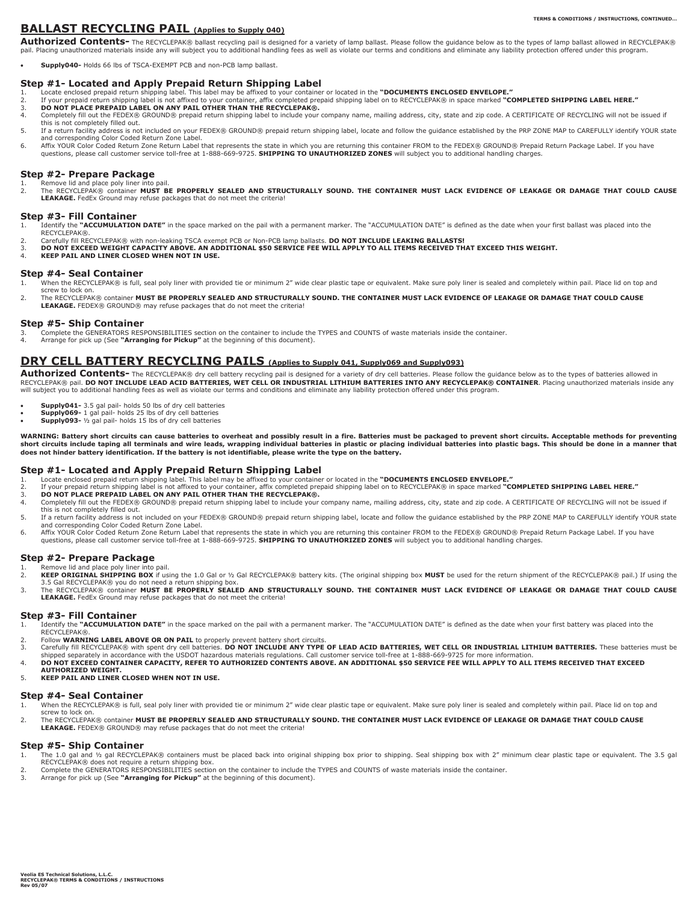## BALLAST RECYCLING PAIL (Applies to Supply 040)

**Authorized Contents-** The RECYCLEPAK® ballast recycling pail is designed for a variety of lamp ballast. Please follow the guidance below as to the types of lamp ballast allowed in RECYCLEPAK® pail. Placing unauthorized materials inside any will subject you to additional handling fees as well as violate our terms and conditions and eliminate any liability protection offered under this program.

- **Supply040-** Holds 66 lbs of TSCA-EXEMPT PCB and non-PCB lamp ballast.

### Step #1- Located and Apply Prepaid Return Shipping Label

1. Locate enclosed prepaid return shipping label. This label may be affixed to your container or located in the **"DOCUMENTS ENCLOSED ENVELOPE."**
2. If your prepaid return shipping label is not affixed to your container, affix completed prepaid shipping label on to RECYCLEPAK® in space marked **"COMPLETED SHIPPING LABEL HERE."**
3. **DO NOT PLACE PREPAID LABEL ON ANY PAIL OTHER THAN THE RECYCLEPAK®.**
4. Completely fill out the FEDEX® GROUND® prepaid return shipping label to include your company name, mailing address, city, state and zip code. A CERTIFICATE OF RECYCLING will not be issued if this is not completely filled out.
5. If a return facility address is not included on your FEDEX® GROUND® prepaid return shipping label, locate and follow the guidance established by the PRP ZONE MAP to CAREFULLY identify YOUR state and corresponding Color Coded Return Zone Label.
6. Affix YOUR Color Coded Return Zone Return Label that represents the state in which you are returning this container FROM to the FEDEX® GROUND® Prepaid Return Package Label. If you have questions, please call customer service toll-free at 1-888-669-9725. **SHIPPING TO UNAUTHORIZED ZONES** will subject you to additional handling charges.

### Step #2- Prepare Package

1. Remove lid and place poly liner into pail.
2. The RECYCLEPAK® container **MUST BE PROPERLY SEALED AND STRUCTURALLY SOUND. THE CONTAINER MUST LACK EVIDENCE OF LEAKAGE OR DAMAGE THAT COULD CAUSE LEAKAGE.** FedEx Ground may refuse packages that do not meet the criteria!

### Step #3- Fill Container

1. Identify the **"ACCUMULATION DATE"** in the space marked on the pail with a permanent marker. The "ACCUMULATION DATE" is defined as the date when your first ballast was placed into the RECYCLEPAK®.
2. Carefully fill RECYCLEPAK® with non-leaking TSCA exempt PCB or Non-PCB lamp ballasts. **DO NOT INCLUDE LEAKING BALLASTS!**
3. **DO NOT EXCEED WEIGHT CAPACITY ABOVE. AN ADDITIONAL $50 SERVICE FEE WILL APPLY TO ALL ITEMS RECEIVED THAT EXCEED THIS WEIGHT.**
4. **KEEP PAIL AND LINER CLOSED WHEN NOT IN USE.**

### Step #4- Seal Container

1. When the RECYCLEPAK® is full, seal poly liner with provided tie or minimum 2" wide clear plastic tape or equivalent. Make sure poly liner is sealed and completely within pail. Place lid on top and screw to lock on.
2. The RECYCLEPAK® container **MUST BE PROPERLY SEALED AND STRUCTURALLY SOUND. THE CONTAINER MUST LACK EVIDENCE OF LEAKAGE OR DAMAGE THAT COULD CAUSE LEAKAGE.** FEDEX® GROUND® may refuse packages that do not meet the criteria!

### Step #5- Ship Container

3. Complete the GENERATORS RESPONSIBILITIES section on the container to include the TYPES and COUNTS of waste materials inside the container.
4. Arrange for pick up (See **"Arranging for Pickup"** at the beginning of this document).

## DRY CELL BATTERY RECYCLING PAILS (Applies to Supply 041, Supply069 and Supply093)

**Authorized Contents-** The RECYCLEPAK® dry cell battery recycling pail is designed for a variety of dry cell batteries. Please follow the guidance below as to the types of batteries allowed in RECYCLEPAK® pail. **DO NOT INCLUDE LEAD ACID BATTERIES, WET CELL OR INDUSTRIAL LITHIUM BATTERIES INTO ANY RECYCLEPAK® CONTAINER**. Placing unauthorized materials inside any will subject you to additional handling fees as well as violate our terms and conditions and eliminate any liability protection offered under this program.

- **Supply041-** 3.5 gal pail- holds 50 lbs of dry cell batteries
- **Supply069-** 1 gal pail- holds 25 lbs of dry cell batteries
- **Supply093-** ½ gal pail- holds 15 lbs of dry cell batteries

**WARNING: Battery short circuits can cause batteries to overheat and possibly result in a fire. Batteries must be packaged to prevent short circuits. Acceptable methods for preventing short circuits include taping all terminals and wire leads, wrapping individual batteries in plastic or placing individual batteries into plastic bags. This should be done in a manner that does not hinder battery identification. If the battery is not identifiable, please write the type on the battery.**

### Step #1- Located and Apply Prepaid Return Shipping Label

1. Locate enclosed prepaid return shipping label. This label may be affixed to your container or located in the **"DOCUMENTS ENCLOSED ENVELOPE."**
2. If your prepaid return shipping label is not affixed to your container, affix completed prepaid shipping label on to RECYCLEPAK® in space marked **"COMPLETED SHIPPING LABEL HERE."**
3. **DO NOT PLACE PREPAID LABEL ON ANY PAIL OTHER THAN THE RECYCLEPAK®.**
4. Completely fill out the FEDEX® GROUND® prepaid return shipping label to include your company name, mailing address, city, state and zip code. A CERTIFICATE OF RECYCLING will not be issued if this is not completely filled out.
5. If a return facility address is not included on your FEDEX® GROUND® prepaid return shipping label, locate and follow the guidance established by the PRP ZONE MAP to CAREFULLY identify YOUR state and corresponding Color Coded Return Zone Label.
6. Affix YOUR Color Coded Return Zone Return Label that represents the state in which you are returning this container FROM to the FEDEX® GROUND® Prepaid Return Package Label. If you have questions, please call customer service toll-free at 1-888-669-9725. **SHIPPING TO UNAUTHORIZED ZONES** will subject you to additional handling charges.

### Step #2- Prepare Package

1. Remove lid and place poly liner into pail.
2. **KEEP ORIGINAL SHIPPING BOX** if using the 1.0 Gal or ½ Gal RECYCLEPAK® battery kits. (The original shipping box **MUST** be used for the return shipment of the RECYCLEPAK® pail.) If using the 3.5 Gal RECYCLEPAK® you do not need a return shipping box.
3. The RECYCLEPAK® container **MUST BE PROPERLY SEALED AND STRUCTURALLY SOUND. THE CONTAINER MUST LACK EVIDENCE OF LEAKAGE OR DAMAGE THAT COULD CAUSE LEAKAGE.** FedEx Ground may refuse packages that do not meet the criteria!

### Step #3- Fill Container

1. Identify the **"ACCUMULATION DATE"** in the space marked on the pail with a permanent marker. The "ACCUMULATION DATE" is defined as the date when your first battery was placed into the RECYCLEPAK®.
2. Follow **WARNING LABEL ABOVE OR ON PAIL** to properly prevent battery short circuits.
3. Carefully fill RECYCLEPAK® with spent dry cell batteries. **DO NOT INCLUDE ANY TYPE OF LEAD ACID BATTERIES, WET CELL OR INDUSTRIAL LITHIUM BATTERIES.** These batteries must be shipped separately in accordance with the USDOT hazardous materials regulations. Call customer service toll-free at 1-888-669-9725 for more information.
4. **DO NOT EXCEED CONTAINER CAPACITY, REFER TO AUTHORIZED CONTENTS ABOVE. AN ADDITIONAL $50 SERVICE FEE WILL APPLY TO ALL ITEMS RECEIVED THAT EXCEED AUTHORIZED WEIGHT.**
5. **KEEP PAIL AND LINER CLOSED WHEN NOT IN USE.**

### Step #4- Seal Container

1. When the RECYCLEPAK® is full, seal poly liner with provided tie or minimum 2" wide clear plastic tape or equivalent. Make sure poly liner is sealed and completely within pail. Place lid on top and screw to lock on.
2. The RECYCLEPAK® container **MUST BE PROPERLY SEALED AND STRUCTURALLY SOUND. THE CONTAINER MUST LACK EVIDENCE OF LEAKAGE OR DAMAGE THAT COULD CAUSE LEAKAGE.** FEDEX® GROUND® may refuse packages that do not meet the criteria!

### Step #5- Ship Container

1. The 1.0 gal and ½ gal RECYCLEPAK® containers must be placed back into original shipping box prior to shipping. Seal shipping box with 2" minimum clear plastic tape or equivalent. The 3.5 gal RECYCLEPAK® does not require a return shipping box.
2. Complete the GENERATORS RESPONSIBILITIES section on the container to include the TYPES and COUNTS of waste materials inside the container.
3. Arrange for pick up (See **"Arranging for Pickup"** at the beginning of this document).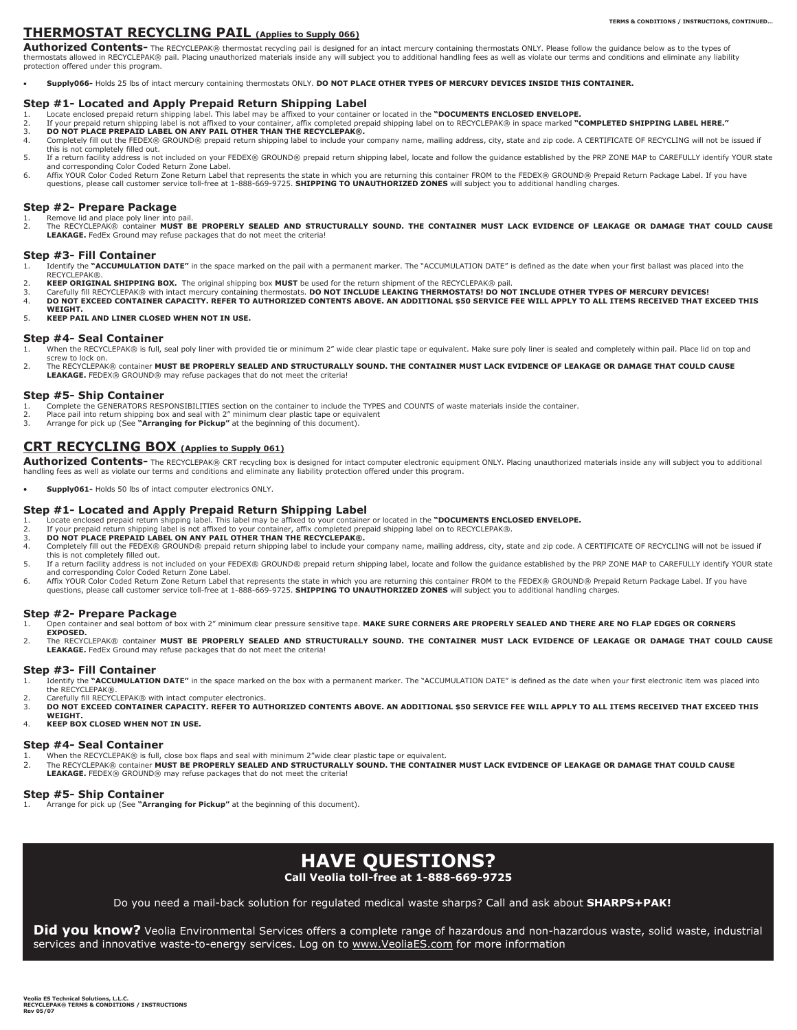## THERMOSTAT RECYCLING PAIL (Applies to Supply 066)

**Authorized Contents-** The RECYCLEPAK® thermostat recycling pail is designed for an intact mercury containing thermostats ONLY. Please follow the guidance below as to the types of thermostats allowed in RECYCLEPAK® pail. Placing unauthorized materials inside any will subject you to additional handling fees as well as violate our terms and conditions and eliminate any liability protection offered under this program.

- **Supply066-** Holds 25 lbs of intact mercury containing thermostats ONLY. **DO NOT PLACE OTHER TYPES OF MERCURY DEVICES INSIDE THIS CONTAINER.**

### Step #1- Located and Apply Prepaid Return Shipping Label

1. Locate enclosed prepaid return shipping label. This label may be affixed to your container or located in the **"DOCUMENTS ENCLOSED ENVELOPE.**
2. If your prepaid return shipping label is not affixed to your container, affix completed prepaid shipping label on to RECYCLEPAK® in space marked **"COMPLETED SHIPPING LABEL HERE."**
3. **DO NOT PLACE PREPAID LABEL ON ANY PAIL OTHER THAN THE RECYCLEPAK®.**
4. Completely fill out the FEDEX® GROUND® prepaid return shipping label to include your company name, mailing address, city, state and zip code. A CERTIFICATE OF RECYCLING will not be issued if this is not completely filled out.
5. If a return facility address is not included on your FEDEX® GROUND® prepaid return shipping label, locate and follow the guidance established by the PRP ZONE MAP to CAREFULLY identify YOUR state and corresponding Color Coded Return Zone Label.
6. Affix YOUR Color Coded Return Zone Return Label that represents the state in which you are returning this container FROM to the FEDEX® GROUND® Prepaid Return Package Label. If you have questions, please call customer service toll-free at 1-888-669-9725. **SHIPPING TO UNAUTHORIZED ZONES** will subject you to additional handling charges.

### Step #2- Prepare Package

1. Remove lid and place poly liner into pail.
2. The RECYCLEPAK® container **MUST BE PROPERLY SEALED AND STRUCTURALLY SOUND. THE CONTAINER MUST LACK EVIDENCE OF LEAKAGE OR DAMAGE THAT COULD CAUSE LEAKAGE.** FedEx Ground may refuse packages that do not meet the criteria!

### Step #3- Fill Container

1. Identify the **"ACCUMULATION DATE"** in the space marked on the pail with a permanent marker. The "ACCUMULATION DATE" is defined as the date when your first ballast was placed into the RECYCLEPAK®.
2. **KEEP ORIGINAL SHIPPING BOX.** The original shipping box **MUST** be used for the return shipment of the RECYCLEPAK® pail.
3. Carefully fill RECYCLEPAK® with intact mercury containing thermostats. **DO NOT INCLUDE LEAKING THERMOSTATS! DO NOT INCLUDE OTHER TYPES OF MERCURY DEVICES!**
4. **DO NOT EXCEED CONTAINER CAPACITY. REFER TO AUTHORIZED CONTENTS ABOVE. AN ADDITIONAL $50 SERVICE FEE WILL APPLY TO ALL ITEMS RECEIVED THAT EXCEED THIS WEIGHT.**
5. **KEEP PAIL AND LINER CLOSED WHEN NOT IN USE.**

### Step #4- Seal Container

1. When the RECYCLEPAK® is full, seal poly liner with provided tie or minimum 2" wide clear plastic tape or equivalent. Make sure poly liner is sealed and completely within pail. Place lid on top and screw to lock on.
2. The RECYCLEPAK® container **MUST BE PROPERLY SEALED AND STRUCTURALLY SOUND. THE CONTAINER MUST LACK EVIDENCE OF LEAKAGE OR DAMAGE THAT COULD CAUSE LEAKAGE.** FEDEX® GROUND® may refuse packages that do not meet the criteria!

### Step #5- Ship Container

1. Complete the GENERATORS RESPONSIBILITIES section on the container to include the TYPES and COUNTS of waste materials inside the container.
2. Place pail into return shipping box and seal with 2" minimum clear plastic tape or equivalent
3. Arrange for pick up (See **"Arranging for Pickup"** at the beginning of this document).

## CRT RECYCLING BOX (Applies to Supply 061)

**Authorized Contents-** The RECYCLEPAK® CRT recycling box is designed for intact computer electronic equipment ONLY. Placing unauthorized materials inside any will subject you to additional handling fees as well as violate our terms and conditions and eliminate any liability protection offered under this program.

- **Supply061-** Holds 50 lbs of intact computer electronics ONLY.

### Step #1- Located and Apply Prepaid Return Shipping Label

1. Locate enclosed prepaid return shipping label. This label may be affixed to your container or located in the **"DOCUMENTS ENCLOSED ENVELOPE.**
2. If your prepaid return shipping label is not affixed to your container, affix completed prepaid shipping label on to RECYCLEPAK®.
3. **DO NOT PLACE PREPAID LABEL ON ANY PAIL OTHER THAN THE RECYCLEPAK®.**
4. Completely fill out the FEDEX® GROUND® prepaid return shipping label to include your company name, mailing address, city, state and zip code. A CERTIFICATE OF RECYCLING will not be issued if this is not completely filled out.
5. If a return facility address is not included on your FEDEX® GROUND® prepaid return shipping label, locate and follow the guidance established by the PRP ZONE MAP to CAREFULLY identify YOUR state and corresponding Color Coded Return Zone Label.
6. Affix YOUR Color Coded Return Zone Return Label that represents the state in which you are returning this container FROM to the FEDEX® GROUND® Prepaid Return Package Label. If you have questions, please call customer service toll-free at 1-888-669-9725. **SHIPPING TO UNAUTHORIZED ZONES** will subject you to additional handling charges.

### Step #2- Prepare Package

1. Open container and seal bottom of box with 2" minimum clear pressure sensitive tape. **MAKE SURE CORNERS ARE PROPERLY SEALED AND THERE ARE NO FLAP EDGES OR CORNERS EXPOSED.**
2. The RECYCLEPAK® container **MUST BE PROPERLY SEALED AND STRUCTURALLY SOUND. THE CONTAINER MUST LACK EVIDENCE OF LEAKAGE OR DAMAGE THAT COULD CAUSE LEAKAGE.** FedEx Ground may refuse packages that do not meet the criteria!

### Step #3- Fill Container

1. Identify the **"ACCUMULATION DATE"** in the space marked on the box with a permanent marker. The "ACCUMULATION DATE" is defined as the date when your first electronic item was placed into the RECYCLEPAK®.
2. Carefully fill RECYCLEPAK® with intact computer electronics.
3. **DO NOT EXCEED CONTAINER CAPACITY. REFER TO AUTHORIZED CONTENTS ABOVE. AN ADDITIONAL $50 SERVICE FEE WILL APPLY TO ALL ITEMS RECEIVED THAT EXCEED THIS WEIGHT.**
4. **KEEP BOX CLOSED WHEN NOT IN USE.**

### Step #4- Seal Container

1. When the RECYCLEPAK® is full, close box flaps and seal with minimum 2"wide clear plastic tape or equivalent.
2. The RECYCLEPAK® container **MUST BE PROPERLY SEALED AND STRUCTURALLY SOUND. THE CONTAINER MUST LACK EVIDENCE OF LEAKAGE OR DAMAGE THAT COULD CAUSE LEAKAGE.** FEDEX® GROUND® may refuse packages that do not meet the criteria!

### Step #5- Ship Container

1. Arrange for pick up (See **"Arranging for Pickup"** at the beginning of this document).

# HAVE QUESTIONS?

**Call Veolia toll-free at 1-888-669-9725**

Do you need a mail-back solution for regulated medical waste sharps? Call and ask about **SHARPS+PAK!**

**Did you know?** Veolia Environmental Services offers a complete range of hazardous and non-hazardous waste, solid waste, industrial services and innovative waste-to-energy services. Log on to www.VeoliaES.com for more information

**Veolia ES Technical Solutions, L.L.C.**
**RECYCLEPAK® TERMS & CONDITIONS / INSTRUCTIONS**
**Rev 05/07**